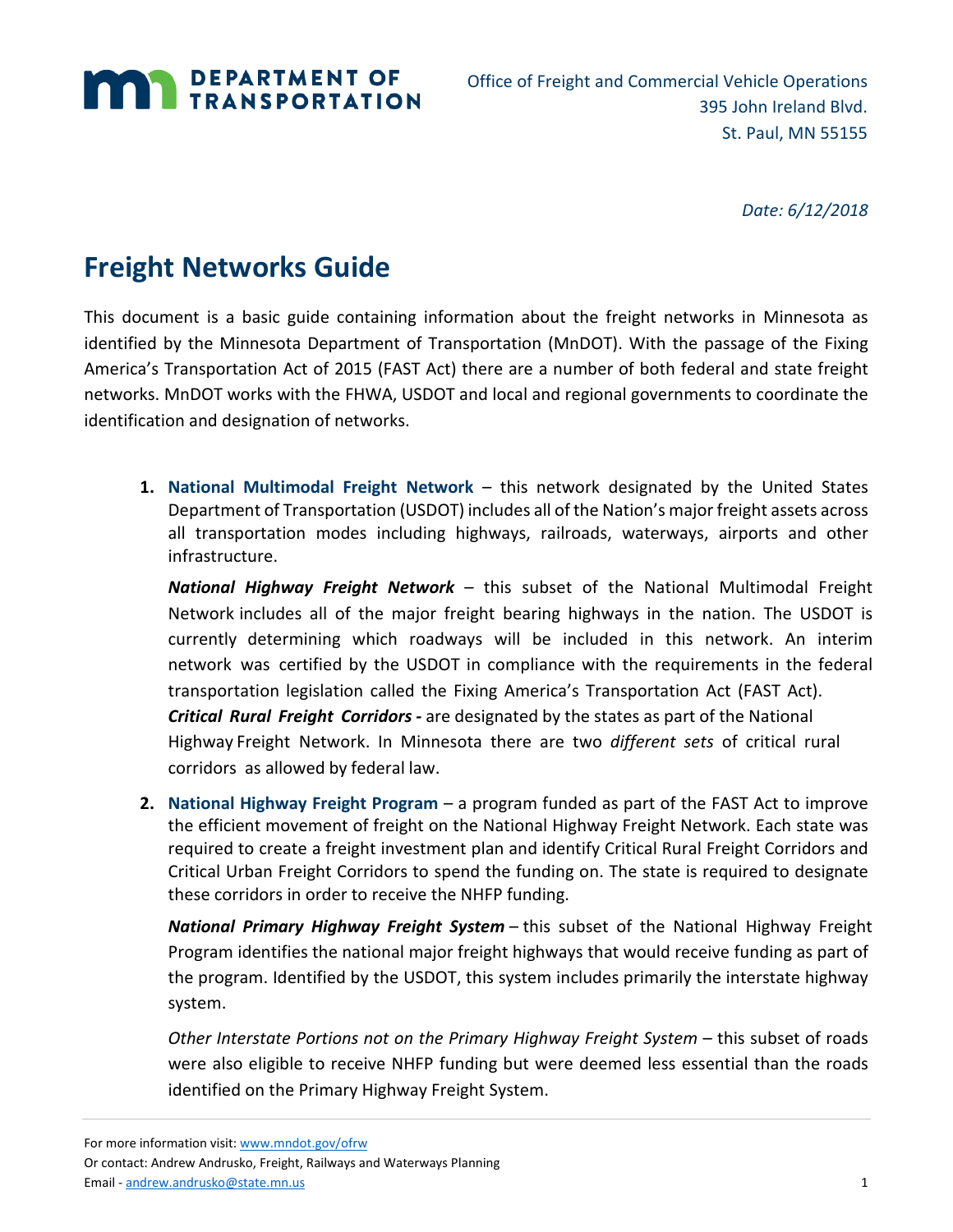DEPARTMENT OF TRANSPORTATION

Office of Freight and Commercial Vehicle Operations
395 John Ireland Blvd.
St. Paul, MN 55155

*Date: 6/12/2018*

# Freight Networks Guide

This document is a basic guide containing information about the freight networks in Minnesota as identified by the Minnesota Department of Transportation (MnDOT). With the passage of the Fixing America's Transportation Act of 2015 (FAST Act) there are a number of both federal and state freight networks. MnDOT works with the FHWA, USDOT and local and regional governments to coordinate the identification and designation of networks.

1. **National Multimodal Freight Network** – this network designated by the United States Department of Transportation (USDOT) includes all of the Nation's major freight assets across all transportation modes including highways, railroads, waterways, airports and other infrastructure.

   ***National Highway Freight Network*** – this subset of the National Multimodal Freight Network includes all of the major freight bearing highways in the nation. The USDOT is currently determining which roadways will be included in this network. An interim network was certified by the USDOT in compliance with the requirements in the federal transportation legislation called the Fixing America's Transportation Act (FAST Act).
   ***Critical Rural Freight Corridors -*** are designated by the states as part of the National Highway Freight Network. In Minnesota there are two *different sets* of critical rural corridors as allowed by federal law.

2. **National Highway Freight Program** – a program funded as part of the FAST Act to improve the efficient movement of freight on the National Highway Freight Network. Each state was required to create a freight investment plan and identify Critical Rural Freight Corridors and Critical Urban Freight Corridors to spend the funding on. The state is required to designate these corridors in order to receive the NHFP funding.

   ***National Primary Highway Freight System*** – this subset of the National Highway Freight Program identifies the national major freight highways that would receive funding as part of the program. Identified by the USDOT, this system includes primarily the interstate highway system.

   *Other Interstate Portions not on the Primary Highway Freight System* – this subset of roads were also eligible to receive NHFP funding but were deemed less essential than the roads identified on the Primary Highway Freight System.

For more information visit: www.mndot.gov/ofrw
Or contact: Andrew Andrusko, Freight, Railways and Waterways Planning
Email - andrew.andrusko@state.mn.us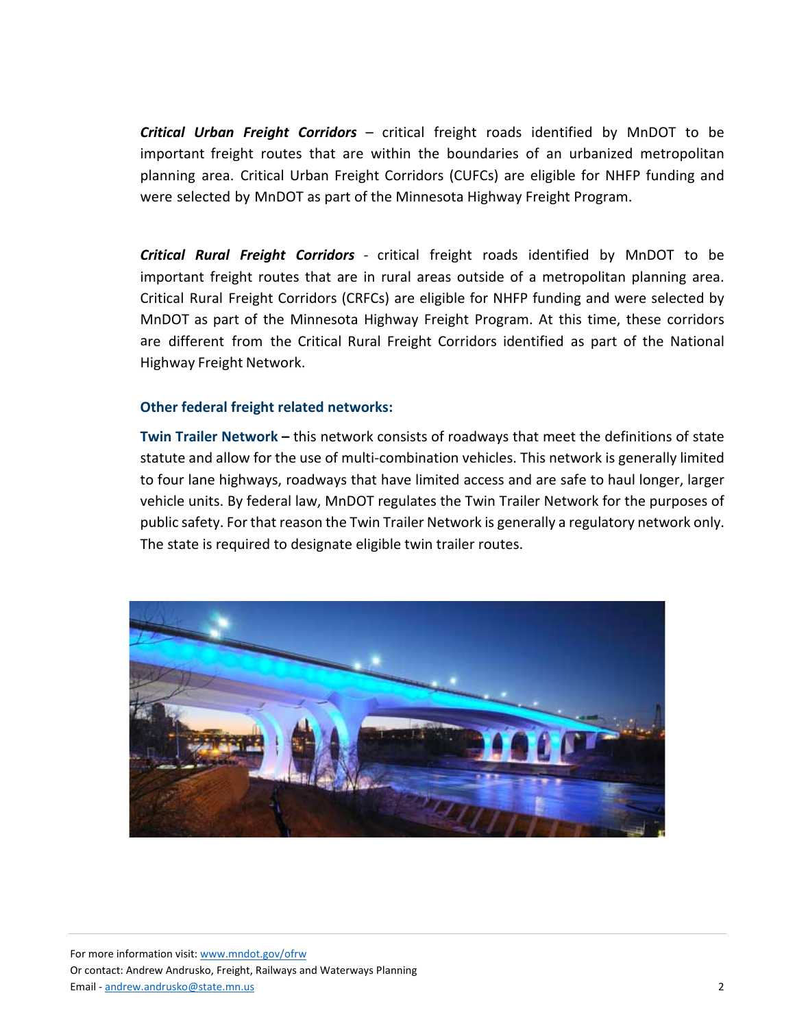***Critical Urban Freight Corridors*** – critical freight roads identified by MnDOT to be important freight routes that are within the boundaries of an urbanized metropolitan planning area. Critical Urban Freight Corridors (CUFCs) are eligible for NHFP funding and were selected by MnDOT as part of the Minnesota Highway Freight Program.

***Critical Rural Freight Corridors*** - critical freight roads identified by MnDOT to be important freight routes that are in rural areas outside of a metropolitan planning area. Critical Rural Freight Corridors (CRFCs) are eligible for NHFP funding and were selected by MnDOT as part of the Minnesota Highway Freight Program. At this time, these corridors are different from the Critical Rural Freight Corridors identified as part of the National Highway Freight Network.

### Other federal freight related networks:

**Twin Trailer Network –** this network consists of roadways that meet the definitions of state statute and allow for the use of multi-combination vehicles. This network is generally limited to four lane highways, roadways that have limited access and are safe to haul longer, larger vehicle units. By federal law, MnDOT regulates the Twin Trailer Network for the purposes of public safety. For that reason the Twin Trailer Network is generally a regulatory network only. The state is required to designate eligible twin trailer routes.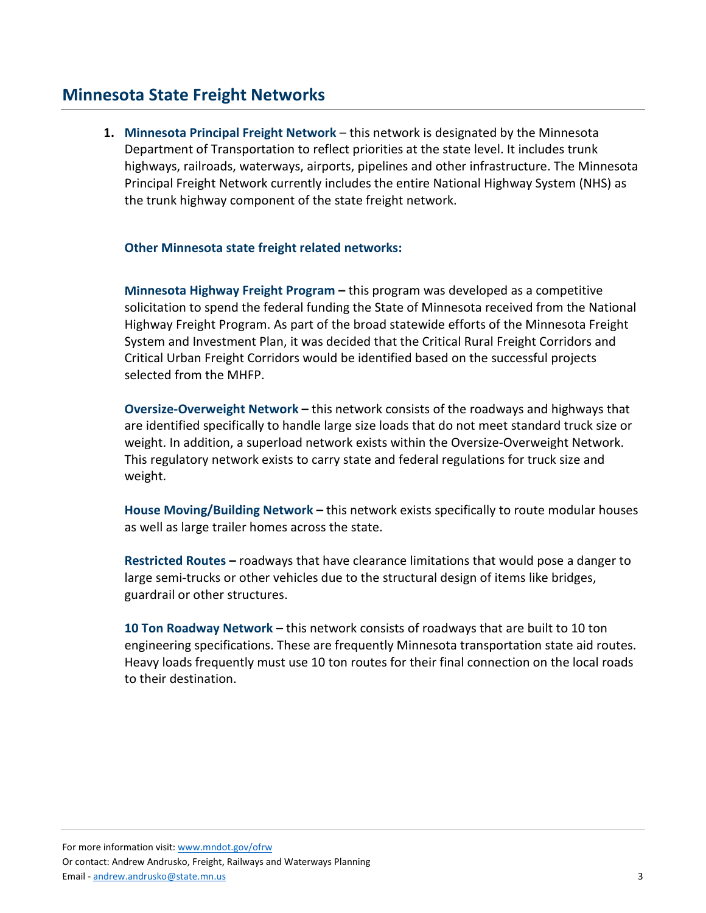## Minnesota State Freight Networks

1. **Minnesota Principal Freight Network** – this network is designated by the Minnesota Department of Transportation to reflect priorities at the state level. It includes trunk highways, railroads, waterways, airports, pipelines and other infrastructure. The Minnesota Principal Freight Network currently includes the entire National Highway System (NHS) as the trunk highway component of the state freight network.

   **Other Minnesota state freight related networks:**

   **Minnesota Highway Freight Program –** this program was developed as a competitive solicitation to spend the federal funding the State of Minnesota received from the National Highway Freight Program. As part of the broad statewide efforts of the Minnesota Freight System and Investment Plan, it was decided that the Critical Rural Freight Corridors and Critical Urban Freight Corridors would be identified based on the successful projects selected from the MHFP.

   **Oversize-Overweight Network –** this network consists of the roadways and highways that are identified specifically to handle large size loads that do not meet standard truck size or weight. In addition, a superload network exists within the Oversize-Overweight Network. This regulatory network exists to carry state and federal regulations for truck size and weight.

   **House Moving/Building Network –** this network exists specifically to route modular houses as well as large trailer homes across the state.

   **Restricted Routes –** roadways that have clearance limitations that would pose a danger to large semi-trucks or other vehicles due to the structural design of items like bridges, guardrail or other structures.

   **10 Ton Roadway Network** – this network consists of roadways that are built to 10 ton engineering specifications. These are frequently Minnesota transportation state aid routes. Heavy loads frequently must use 10 ton routes for their final connection on the local roads to their destination.

For more information visit: [www.mndot.gov/ofrw](http://www.mndot.gov/ofrw)
Or contact: Andrew Andrusko, Freight, Railways and Waterways Planning
Email - [andrew.andrusko@state.mn.us](mailto:andrew.andrusko@state.mn.us)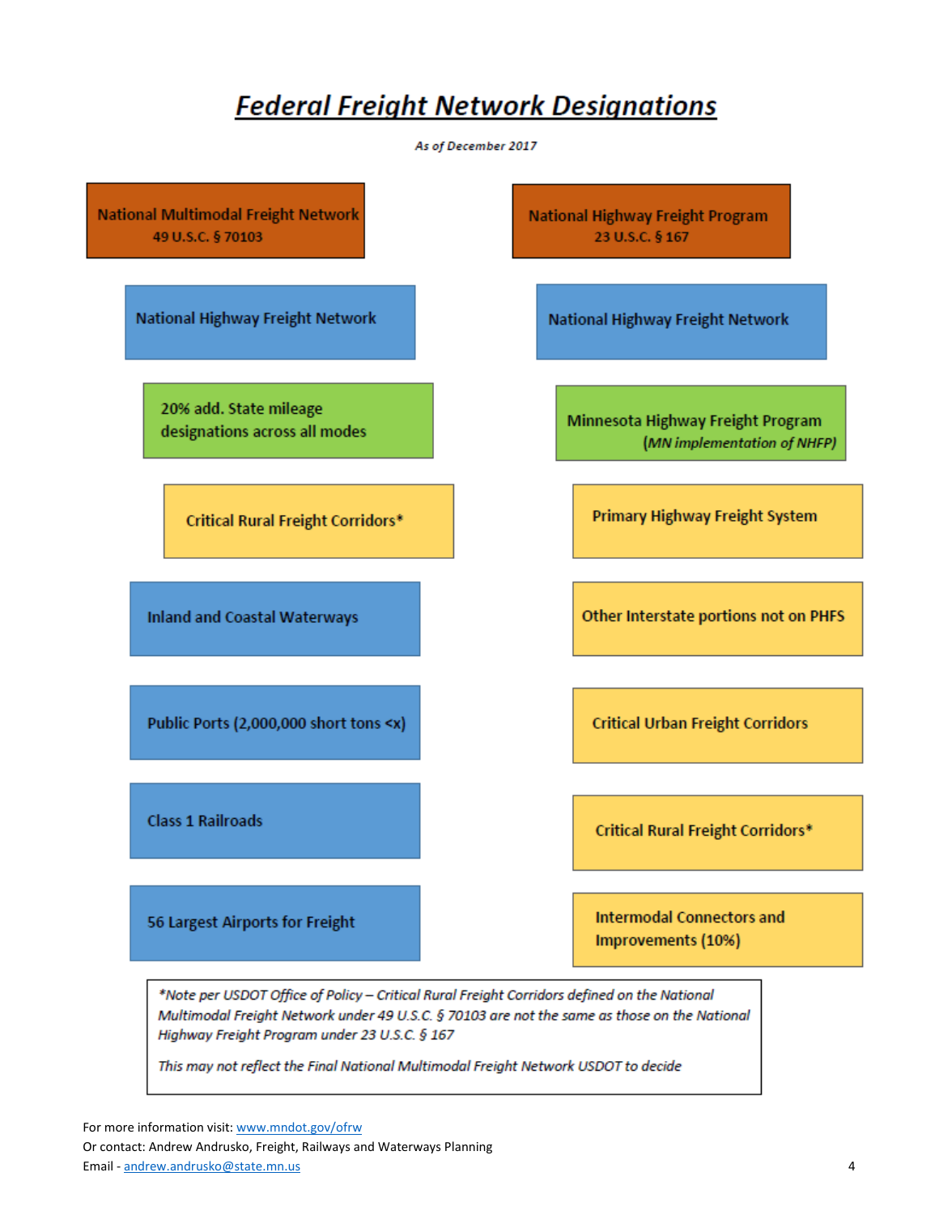# Federal Freight Network Designations

*As of December 2017*

**National Multimodal Freight Network**
49 U.S.C. § 70103

- National Highway Freight Network
  - 20% add. State mileage designations across all modes
    - Critical Rural Freight Corridors*
- Inland and Coastal Waterways
- Public Ports (2,000,000 short tons <x)
- Class 1 Railroads
- 56 Largest Airports for Freight

**National Highway Freight Program**
23 U.S.C. § 167

- National Highway Freight Network
  - Minnesota Highway Freight Program (*MN implementation of NHFP*)
    - Primary Highway Freight System
    - Other Interstate portions not on PHFS
    - Critical Urban Freight Corridors
    - Critical Rural Freight Corridors*
    - Intermodal Connectors and Improvements (10%)

*\*Note per USDOT Office of Policy – Critical Rural Freight Corridors defined on the National Multimodal Freight Network under 49 U.S.C. § 70103 are not the same as those on the National Highway Freight Program under 23 U.S.C. § 167*

*This may not reflect the Final National Multimodal Freight Network USDOT to decide*

For more information visit: www.mndot.gov/ofrw
Or contact: Andrew Andrusko, Freight, Railways and Waterways Planning
Email - andrew.andrusko@state.mn.us